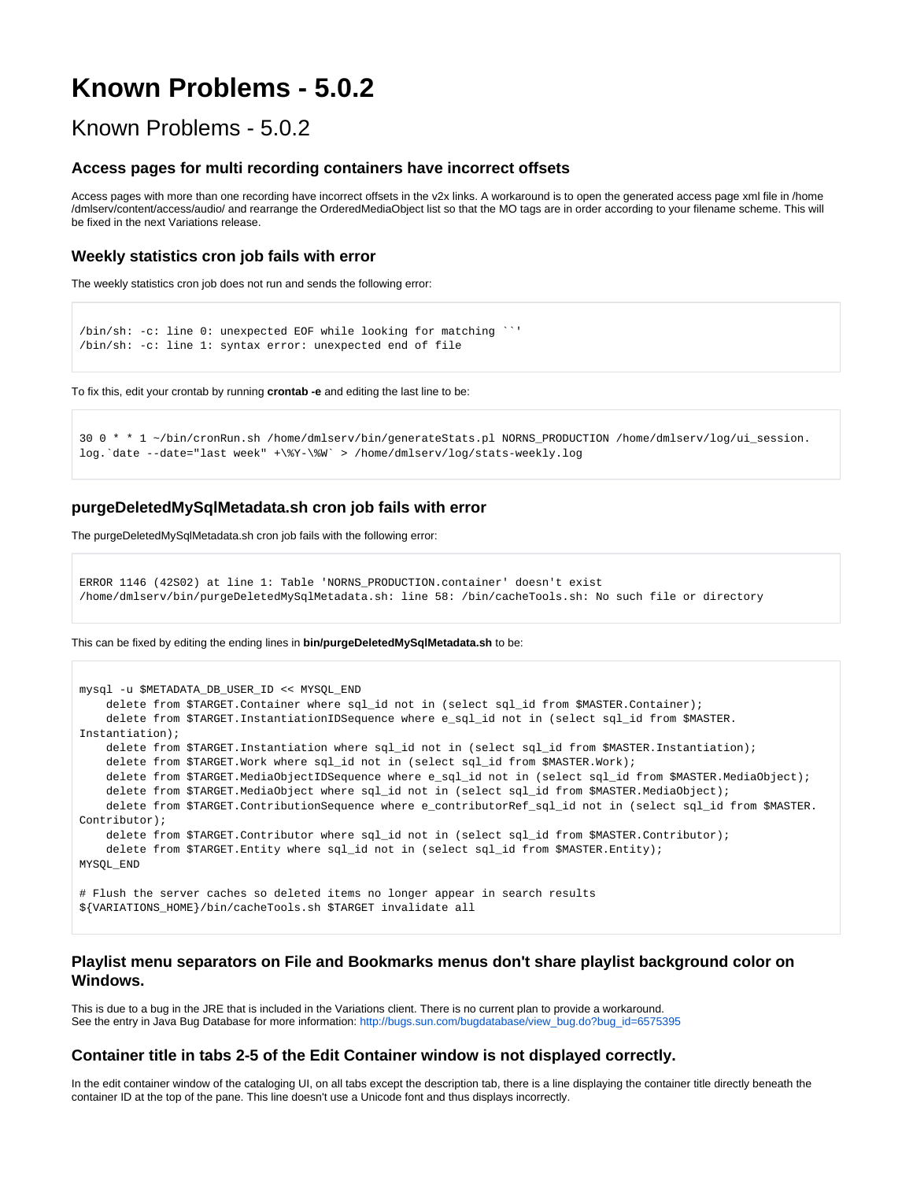# Known Problems - 5.0.2

## Known Problems - 5.0.2

### Access pages for multi recording containers have incorrect offsets

Access pages with more than one recording have incorrect offsets in the v2x links. A workaround is to open the generated access page xml file in /home/dmlserv/content/access/audio/ and rearrange the OrderedMediaObject list so that the MO tags are in order according to your filename scheme. This will be fixed in the next Variations release.

### Weekly statistics cron job fails with error

The weekly statistics cron job does not run and sends the following error:

```
/bin/sh: -c: line 0: unexpected EOF while looking for matching ``'
/bin/sh: -c: line 1: syntax error: unexpected end of file
```

To fix this, edit your crontab by running **crontab -e** and editing the last line to be:

```
30 0 * * 1 ~/bin/cronRun.sh /home/dmlserv/bin/generateStats.pl NORNS_PRODUCTION /home/dmlserv/log/ui_session.
log.`date --date="last week" +\%Y-\%W` > /home/dmlserv/log/stats-weekly.log
```

### purgeDeletedMySqlMetadata.sh cron job fails with error

The purgeDeletedMySqlMetadata.sh cron job fails with the following error:

```
ERROR 1146 (42S02) at line 1: Table 'NORNS_PRODUCTION.container' doesn't exist
/home/dmlserv/bin/purgeDeletedMySqlMetadata.sh: line 58: /bin/cacheTools.sh: No such file or directory
```

This can be fixed by editing the ending lines in **bin/purgeDeletedMySqlMetadata.sh** to be:

```
mysql -u $METADATA_DB_USER_ID << MYSQL_END
    delete from $TARGET.Container where sql_id not in (select sql_id from $MASTER.Container);
    delete from $TARGET.InstantiationIDSequence where e_sql_id not in (select sql_id from $MASTER.
Instantiation);
    delete from $TARGET.Instantiation where sql_id not in (select sql_id from $MASTER.Instantiation);
    delete from $TARGET.Work where sql_id not in (select sql_id from $MASTER.Work);
    delete from $TARGET.MediaObjectIDSequence where e_sql_id not in (select sql_id from $MASTER.MediaObject);
    delete from $TARGET.MediaObject where sql_id not in (select sql_id from $MASTER.MediaObject);
    delete from $TARGET.ContributionSequence where e_contributorRef_sql_id not in (select sql_id from $MASTER.
Contributor);
    delete from $TARGET.Contributor where sql_id not in (select sql_id from $MASTER.Contributor);
    delete from $TARGET.Entity where sql_id not in (select sql_id from $MASTER.Entity);
MYSQL_END

# Flush the server caches so deleted items no longer appear in search results
${VARIATIONS_HOME}/bin/cacheTools.sh $TARGET invalidate all
```

### Playlist menu separators on File and Bookmarks menus don't share playlist background color on Windows.

This is due to a bug in the JRE that is included in the Variations client. There is no current plan to provide a workaround.
See the entry in Java Bug Database for more information: http://bugs.sun.com/bugdatabase/view_bug.do?bug_id=6575395

### Container title in tabs 2-5 of the Edit Container window is not displayed correctly.

In the edit container window of the cataloging UI, on all tabs except the description tab, there is a line displaying the container title directly beneath the container ID at the top of the pane. This line doesn't use a Unicode font and thus displays incorrectly.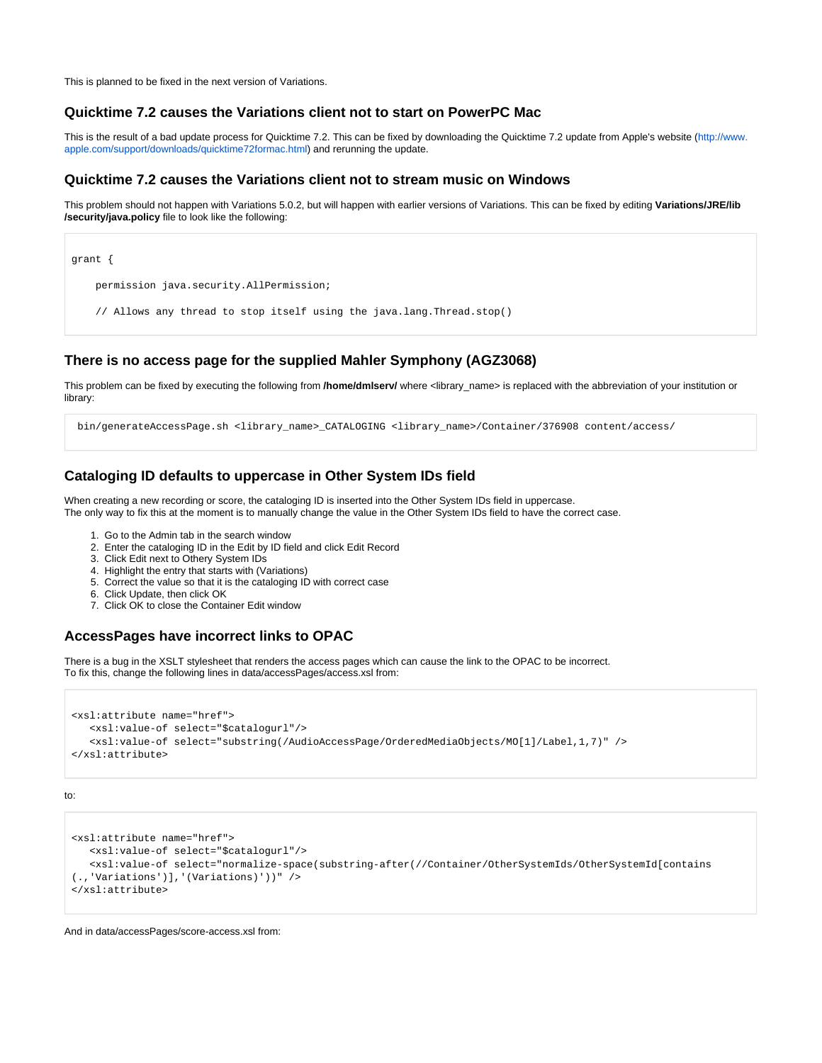This is planned to be fixed in the next version of Variations.

### Quicktime 7.2 causes the Variations client not to start on PowerPC Mac

This is the result of a bad update process for Quicktime 7.2. This can be fixed by downloading the Quicktime 7.2 update from Apple's website (http://www.apple.com/support/downloads/quicktime72formac.html) and rerunning the update.

### Quicktime 7.2 causes the Variations client not to stream music on Windows

This problem should not happen with Variations 5.0.2, but will happen with earlier versions of Variations. This can be fixed by editing **Variations/JRE/lib/security/java.policy** file to look like the following:

```
grant {

    permission java.security.AllPermission;

    // Allows any thread to stop itself using the java.lang.Thread.stop()
```

### There is no access page for the supplied Mahler Symphony (AGZ3068)

This problem can be fixed by executing the following from **/home/dmlserv/** where <library_name> is replaced with the abbreviation of your institution or library:

```
bin/generateAccessPage.sh <library_name>_CATALOGING <library_name>/Container/376908 content/access/
```

### Cataloging ID defaults to uppercase in Other System IDs field

When creating a new recording or score, the cataloging ID is inserted into the Other System IDs field in uppercase.
The only way to fix this at the moment is to manually change the value in the Other System IDs field to have the correct case.

1. Go to the Admin tab in the search window
2. Enter the cataloging ID in the Edit by ID field and click Edit Record
3. Click Edit next to Othery System IDs
4. Highlight the entry that starts with (Variations)
5. Correct the value so that it is the cataloging ID with correct case
6. Click Update, then click OK
7. Click OK to close the Container Edit window

### AccessPages have incorrect links to OPAC

There is a bug in the XSLT stylesheet that renders the access pages which can cause the link to the OPAC to be incorrect.
To fix this, change the following lines in data/accessPages/access.xsl from:

```
<xsl:attribute name="href">
   <xsl:value-of select="$catalogurl"/>
   <xsl:value-of select="substring(/AudioAccessPage/OrderedMediaObjects/MO[1]/Label,1,7)" />
</xsl:attribute>
```

to:

```
<xsl:attribute name="href">
   <xsl:value-of select="$catalogurl"/>
   <xsl:value-of select="normalize-space(substring-after(//Container/OtherSystemIds/OtherSystemId[contains
(.,'Variations')],'(Variations)'))" />
</xsl:attribute>
```

And in data/accessPages/score-access.xsl from: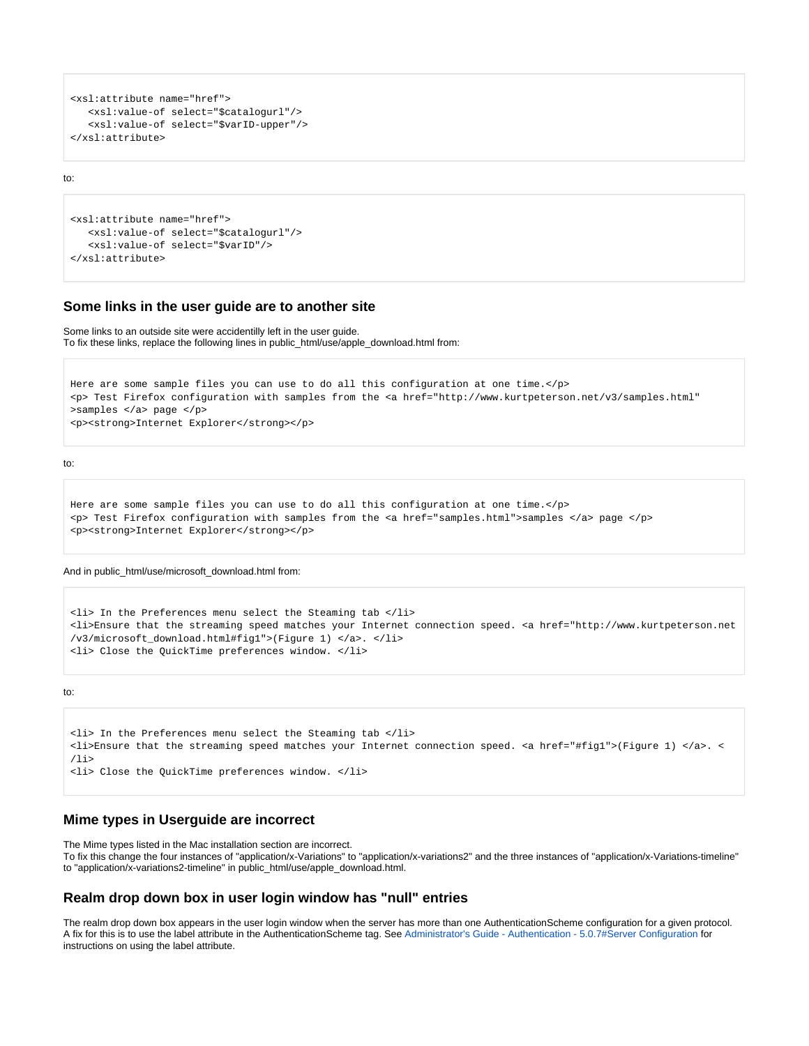```
<xsl:attribute name="href">
   <xsl:value-of select="$catalogurl"/>
   <xsl:value-of select="$varID-upper"/>
</xsl:attribute>
```

to:

```
<xsl:attribute name="href">
   <xsl:value-of select="$catalogurl"/>
   <xsl:value-of select="$varID"/>
</xsl:attribute>
```

### Some links in the user guide are to another site

Some links to an outside site were accidentilly left in the user guide.
To fix these links, replace the following lines in public_html/use/apple_download.html from:

```
Here are some sample files you can use to do all this configuration at one time.</p>
<p> Test Firefox configuration with samples from the <a href="http://www.kurtpeterson.net/v3/samples.html"
>samples </a> page </p>
<p><strong>Internet Explorer</strong></p>
```

to:

```
Here are some sample files you can use to do all this configuration at one time.</p>
<p> Test Firefox configuration with samples from the <a href="samples.html">samples </a> page </p>
<p><strong>Internet Explorer</strong></p>
```

And in public_html/use/microsoft_download.html from:

```
<li> In the Preferences menu select the Steaming tab </li>
<li>Ensure that the streaming speed matches your Internet connection speed. <a href="http://www.kurtpeterson.net
/v3/microsoft_download.html#fig1">(Figure 1) </a>. </li>
<li> Close the QuickTime preferences window. </li>
```

to:

```
<li> In the Preferences menu select the Steaming tab </li>
<li>Ensure that the streaming speed matches your Internet connection speed. <a href="#fig1">(Figure 1) </a>. <
/li>
<li> Close the QuickTime preferences window. </li>
```

### Mime types in Userguide are incorrect

The Mime types listed in the Mac installation section are incorrect.
To fix this change the four instances of "application/x-Variations" to "application/x-variations2" and the three instances of "application/x-Variations-timeline" to "application/x-variations2-timeline" in public_html/use/apple_download.html.

### Realm drop down box in user login window has "null" entries

The realm drop down box appears in the user login window when the server has more than one AuthenticationScheme configuration for a given protocol. A fix for this is to use the label attribute in the AuthenticationScheme tag. See Administrator's Guide - Authentication - 5.0.7#Server Configuration for instructions on using the label attribute.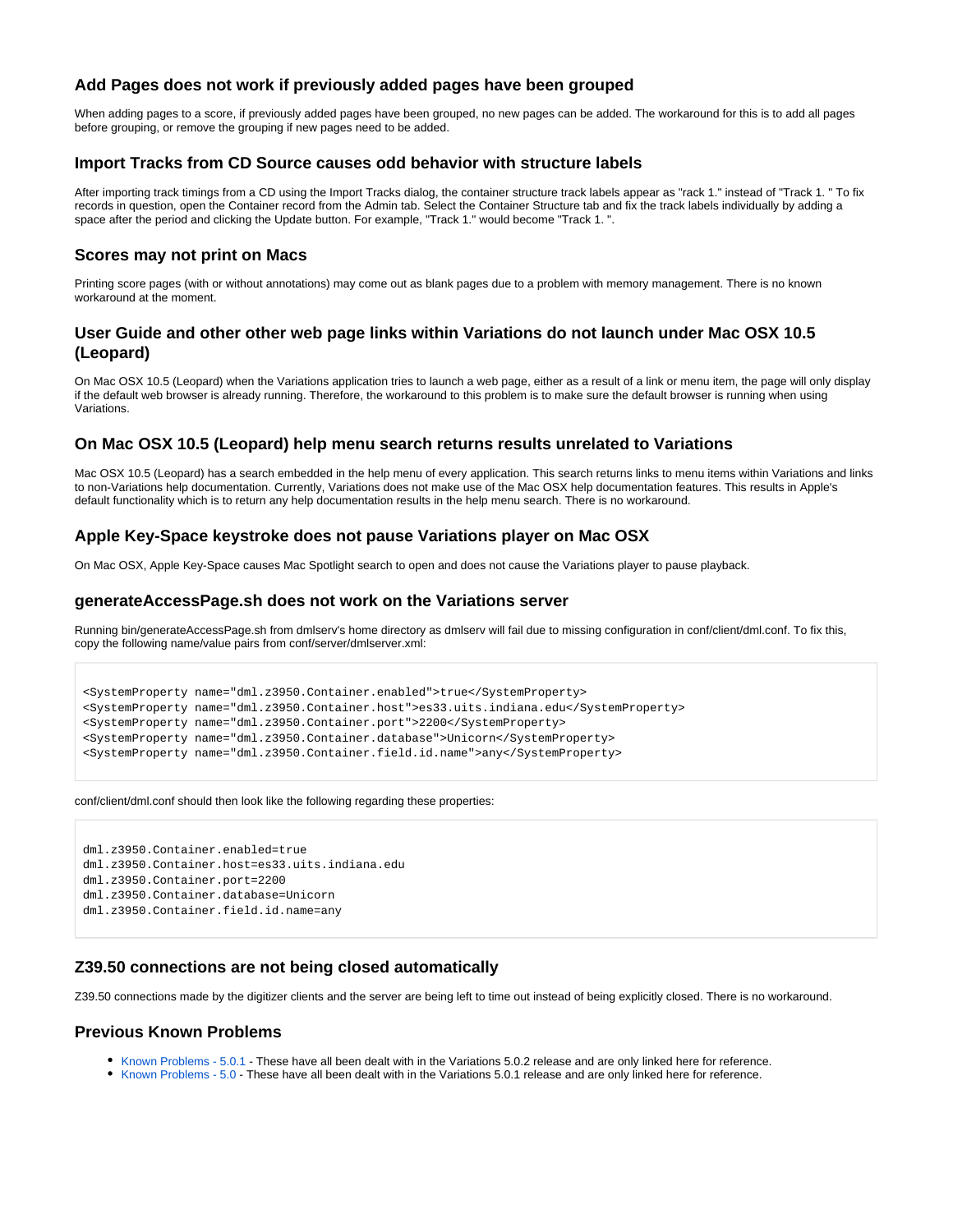### Add Pages does not work if previously added pages have been grouped

When adding pages to a score, if previously added pages have been grouped, no new pages can be added. The workaround for this is to add all pages before grouping, or remove the grouping if new pages need to be added.

### Import Tracks from CD Source causes odd behavior with structure labels

After importing track timings from a CD using the Import Tracks dialog, the container structure track labels appear as "rack 1." instead of "Track 1. " To fix records in question, open the Container record from the Admin tab. Select the Container Structure tab and fix the track labels individually by adding a space after the period and clicking the Update button. For example, "Track 1." would become "Track 1. ".

### Scores may not print on Macs

Printing score pages (with or without annotations) may come out as blank pages due to a problem with memory management. There is no known workaround at the moment.

### User Guide and other other web page links within Variations do not launch under Mac OSX 10.5 (Leopard)

On Mac OSX 10.5 (Leopard) when the Variations application tries to launch a web page, either as a result of a link or menu item, the page will only display if the default web browser is already running. Therefore, the workaround to this problem is to make sure the default browser is running when using Variations.

### On Mac OSX 10.5 (Leopard) help menu search returns results unrelated to Variations

Mac OSX 10.5 (Leopard) has a search embedded in the help menu of every application. This search returns links to menu items within Variations and links to non-Variations help documentation. Currently, Variations does not make use of the Mac OSX help documentation features. This results in Apple's default functionality which is to return any help documentation results in the help menu search. There is no workaround.

### Apple Key-Space keystroke does not pause Variations player on Mac OSX

On Mac OSX, Apple Key-Space causes Mac Spotlight search to open and does not cause the Variations player to pause playback.

### generateAccessPage.sh does not work on the Variations server

Running bin/generateAccessPage.sh from dmlserv's home directory as dmlserv will fail due to missing configuration in conf/client/dml.conf. To fix this, copy the following name/value pairs from conf/server/dmlserver.xml:

```
<SystemProperty name="dml.z3950.Container.enabled">true</SystemProperty>
<SystemProperty name="dml.z3950.Container.host">es33.uits.indiana.edu</SystemProperty>
<SystemProperty name="dml.z3950.Container.port">2200</SystemProperty>
<SystemProperty name="dml.z3950.Container.database">Unicorn</SystemProperty>
<SystemProperty name="dml.z3950.Container.field.id.name">any</SystemProperty>
```

conf/client/dml.conf should then look like the following regarding these properties:

```
dml.z3950.Container.enabled=true
dml.z3950.Container.host=es33.uits.indiana.edu
dml.z3950.Container.port=2200
dml.z3950.Container.database=Unicorn
dml.z3950.Container.field.id.name=any
```

### Z39.50 connections are not being closed automatically

Z39.50 connections made by the digitizer clients and the server are being left to time out instead of being explicitly closed. There is no workaround.

### Previous Known Problems

- Known Problems - 5.0.1 - These have all been dealt with in the Variations 5.0.2 release and are only linked here for reference.
- Known Problems - 5.0 - These have all been dealt with in the Variations 5.0.1 release and are only linked here for reference.